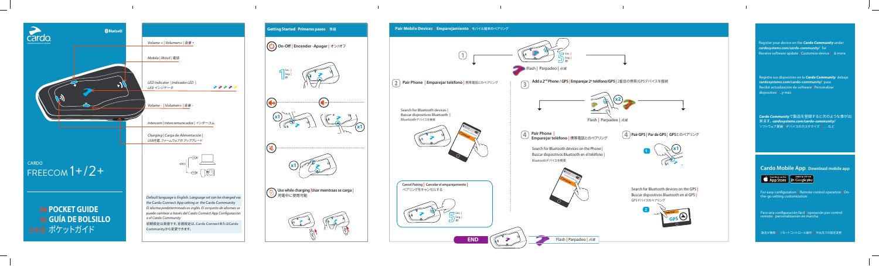cardo

CARDO

FREECOM 1+/2+

**EN POCKET GUIDE**
**ES GUÍA DE BOLSILLO**
**日本語 ポケットガイド**

Volume + | Volumen+ | 音量 +

Mobile | Móvil | 電話

LED Indicator | Indicador LED | LED インジケータ

Volume - | Volumen+ | 音量 -

Intercom | Intercomunicador | インターコム

Charging | Carga de Alimentación | USB充電, ファームウェアの アップグレード

*Default language is English. Language set can be changed via the Cardo Connect App setting or the Cardo Community*

*El idioma predeterminado es inglés. El conjunto de idiomas se puede cambiar a través del Cardo Connect App Configuración o el Cardo Community*

初期設定は英語です。言語設定は、Cardo ConnectまたはCardo Communityから変更できます。

## Getting Started | Primeros pasos | 準備

On-Off | Encender -Apagar | オン/オフ

1 Sec. | Seg. | 秒

x1

x1

x1

Use while charging | Usar mientras se carga | 充電中に使用可能

## Pair Mobile Devices | Emparejamiento | モバイル端末のペアリング

1

5 Sec. | Seg. | 秒

Flash | Parpadeo | 点滅

2 Pair Phone | Emparejar teléfono | 携帯電話とのペアリング

Search for Bluetooth devices | Buscar dispositivos Bluetooth | Bluetoothデバイスを検索

Cancel Pairing | Cancelar el emparejamiento | ペアリングをキャンセルする

5 Sec. | Seg. | 秒

3 Add a 2nd Phone / GPS | Emparejar 2º teléfono/GPS | 2台目の携帯/GPSデバイスを接続

x2

Flash | Parpadeo | 点滅

4 Pair Phone | Emparejar teléfono | 携帯電話とのペアリング

Search for Bluetooth devices on the Phone | Buscar dispositivos Bluetooth en el teléfono | Bluetoothデバイスを検索

4 Pair GPS | Par de GPS | GPSとのペアリング

1 x1

Search for Bluetooth devices on the GPS | Buscar dispositivos Bluetooth en el GPS | GPSデバイスのペアリング

2

END

Flash | Parpadeo | 点滅

Register your device on the *Cardo Community* under *cardosystems.com/cardo-community/* for Receive software update | Customize device | & more

Registre sus dispositivo en la *Cardo Community* debajo **cardosystems.com/cardo-community/** para Recibir actualización de software | Personalizar dispositivo | ...y más

*Cardo Community*で製品を登録すると次のような事が出来ます。*cardosystems.com/cardo-community/* ソフトウェア更新 | デバイスのカスタマイズ | ... など

## Cardo Mobile App Download mobile app

App Store | Google play

For easy configuration | Remote control operation | On-the-go setting customization

Para una configuración fácil | operación por control remoto | personalización en marcha

設定が簡単 | リモートコントロール操作 | 外出先での設定変更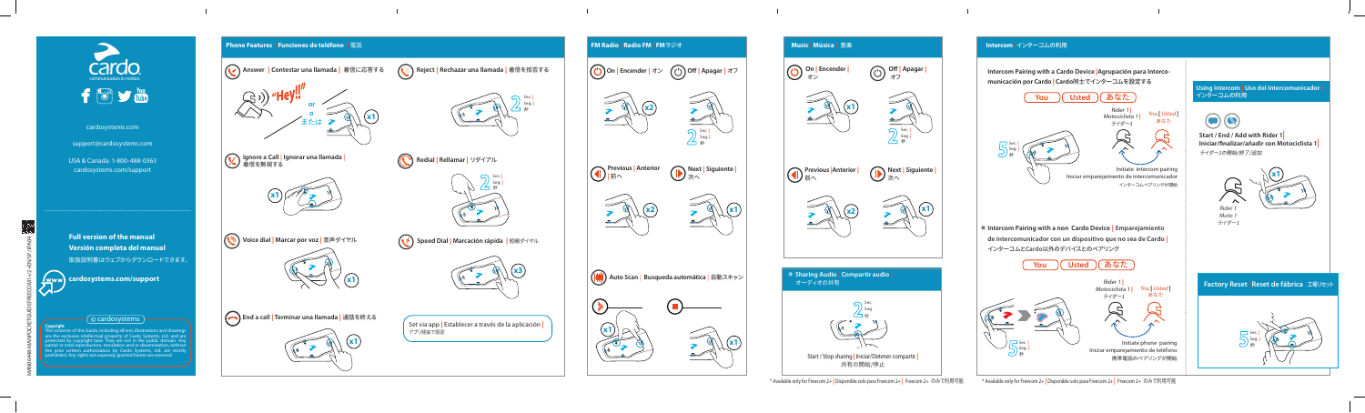cardo
communication in motion

cardosystems.com

support@cardosystems.com

USA & Canada: 1-800-488-0363
cardosystems.com/support

**Full version of the manual**
**Versión completa del manual**
取扱説明書はウェブからダウンロードできます。

**cardosystems.com/support**

© cardosystems

**Copyright**
The contents of this Guide, including all text, illustrations and drawings are the exclusive intellectual property of Cardo Systems, Ltd. and are protected by copyright law. They are not in the public domain. Any partial or total reproduction, translation and/or dissemination, without the prior written authorization by Cardo Systems, Ltd. are strictly prohibited. All rights not expressly granted herein are reserved.

## Phone Features | Funciones de teléfono | 電話

**Answer | Contestar una llamada | 着信に応答する**

"Hey!!"
or
o
または
x1

**Reject | Rechazar una llamada | 着信を拒否する**

2 Sec. | Seg. | 秒

**Ignore a Call | Ignorar una llamada | 着信を無視する**

x1

**Redial | Rellamar | リダイアル**

2 Sec. | Seg. | 秒

**Voice dial | Marcar por voz | 音声ダイヤル**

x1

**Speed Dial | Marcación rápida | 短縮ダイヤル**

x3

**End a call | Terminar una llamada | 通話を終える**

x1

Set via app | Establecer a través de la aplicación | アプリ経由で設定

## FM Radio | Radio FM | FMラジオ

**On | Encender | オン**

x2

**Off | Apagar | オフ**

2 Sec. | Seg. | 秒

**Previous | Anterior | 前へ**

x2

**Next | Siguiente | 次へ**

x1

**Auto Scan | Busqueda automática | 自動スキャン**

x1

x1

## Music | Música | 音楽

**On | Encender | オン**

x1

**Off | Apagar | オフ**

2 Sec. | Seg. | 秒

**Previous | Anterior | 前へ**

x2

**Next | Siguiente | 次へ**

x1

**\* Sharing Audio | Compartir audio**
オーディオの共有

2 Sec. | Seg. | 秒

Start / Stop sharing | Iniciar/Detener compartir | 共有の開始/停止

\* Available only for Freecom 2+ | Disponible solo para Freecom 2+ | Freecom 2+ のみで利用可能

## Intercom インターコムの利用

**Intercom Pairing with a Cardo Device | Agrupación para Intercomunicación por Cardo | Cardo同士でインターコムを設定する**

You | Usted | あなた

5 Sec. | Seg. | 秒

Rider 1 | Motociclista 1 | ライダー1

You | Usted | あなた

Initiate intercom pairing
Iniciar emparejamiento de intercomunicador
インターコムペアリングが開始

**\* Intercom Pairing with a non Cardo Device | Emparejamiento de intercomunicador con un dispositivo que no sea de Cardo |**
インターコムとCardo以外のデバイスとのペアリング

You | Usted | あなた

5 Sec. | Seg. | 秒

Rider 1 | Motociclista 1 | ライダー1

You | Usted | あなた

Initiate phone pairing
Iniciar emparejamiento de teléfono
携帯電話のペアリングが開始

**Using Intercom | Uso del Intercomunicador | インターコムの利用**

**Start / End / Add with Rider 1 | Iniciar/finalizar/añadir con Motociclista 1 |**
ライダー1の開始/終了/追加

x1

Rider 1
Moto 1
ライダー1

**Factory Reset | Reset de fábrica | 工場リセット**

5 Sec. | Seg. | 秒

\* Available only for Freecom 2+ | Disponible solo para Freecom 2+ | Freecom 2+ のみで利用可能